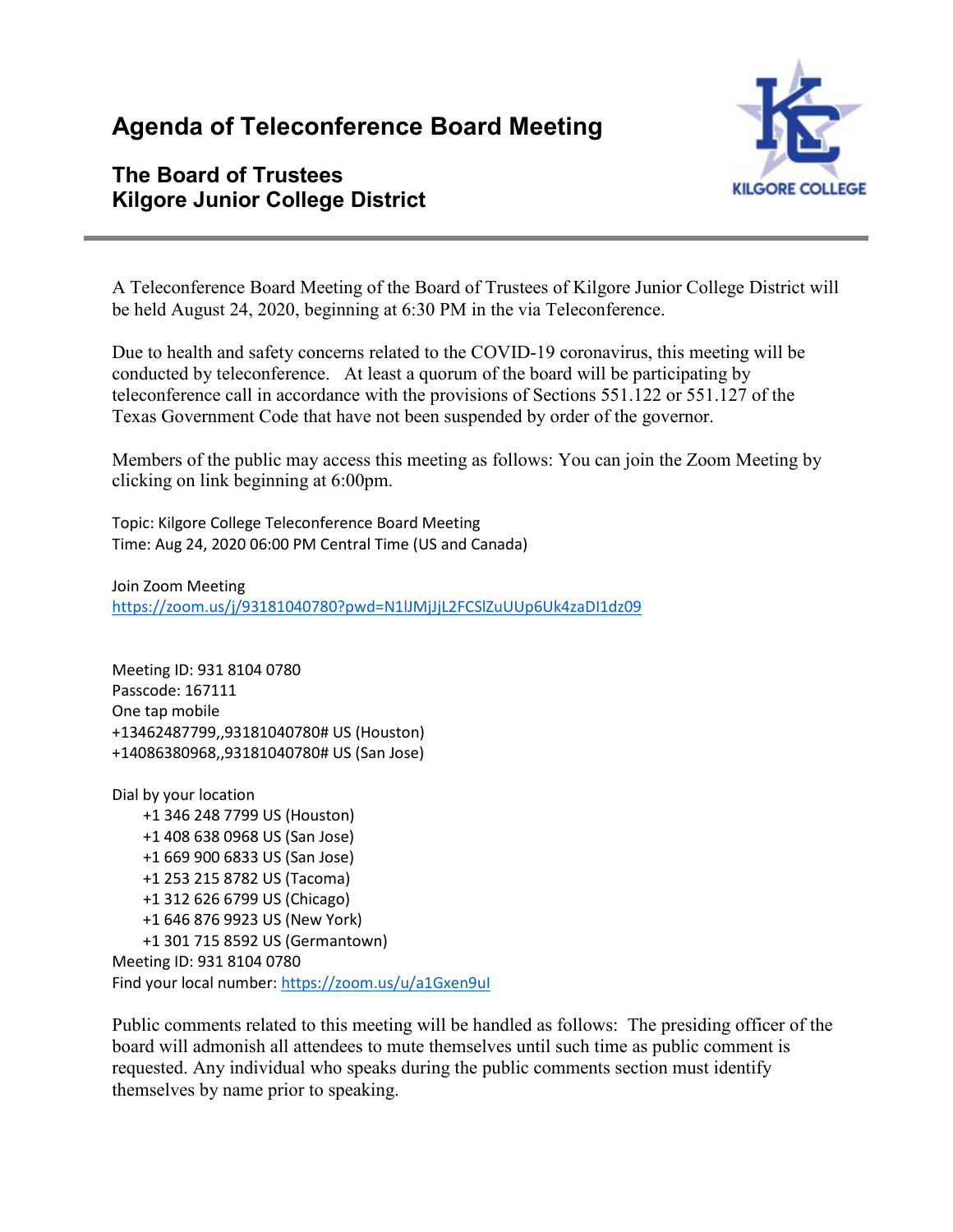# Agenda of Teleconference Board Meeting

## The Board of Trustees
## Kilgore Junior College District

A Teleconference Board Meeting of the Board of Trustees of Kilgore Junior College District will be held August 24, 2020, beginning at 6:30 PM in the via Teleconference.

Due to health and safety concerns related to the COVID-19 coronavirus, this meeting will be conducted by teleconference. At least a quorum of the board will be participating by teleconference call in accordance with the provisions of Sections 551.122 or 551.127 of the Texas Government Code that have not been suspended by order of the governor.

Members of the public may access this meeting as follows: You can join the Zoom Meeting by clicking on link beginning at 6:00pm.

Topic: Kilgore College Teleconference Board Meeting
Time: Aug 24, 2020 06:00 PM Central Time (US and Canada)

Join Zoom Meeting
https://zoom.us/j/93181040780?pwd=N1lJMjJjL2FCSlZuUUp6Uk4zaDI1dz09

Meeting ID: 931 8104 0780
Passcode: 167111
One tap mobile
+13462487799,,93181040780# US (Houston)
+14086380968,,93181040780# US (San Jose)

Dial by your location
- +1 346 248 7799 US (Houston)
- +1 408 638 0968 US (San Jose)
- +1 669 900 6833 US (San Jose)
- +1 253 215 8782 US (Tacoma)
- +1 312 626 6799 US (Chicago)
- +1 646 876 9923 US (New York)
- +1 301 715 8592 US (Germantown)

Meeting ID: 931 8104 0780
Find your local number: https://zoom.us/u/a1Gxen9uI

Public comments related to this meeting will be handled as follows: The presiding officer of the board will admonish all attendees to mute themselves until such time as public comment is requested. Any individual who speaks during the public comments section must identify themselves by name prior to speaking.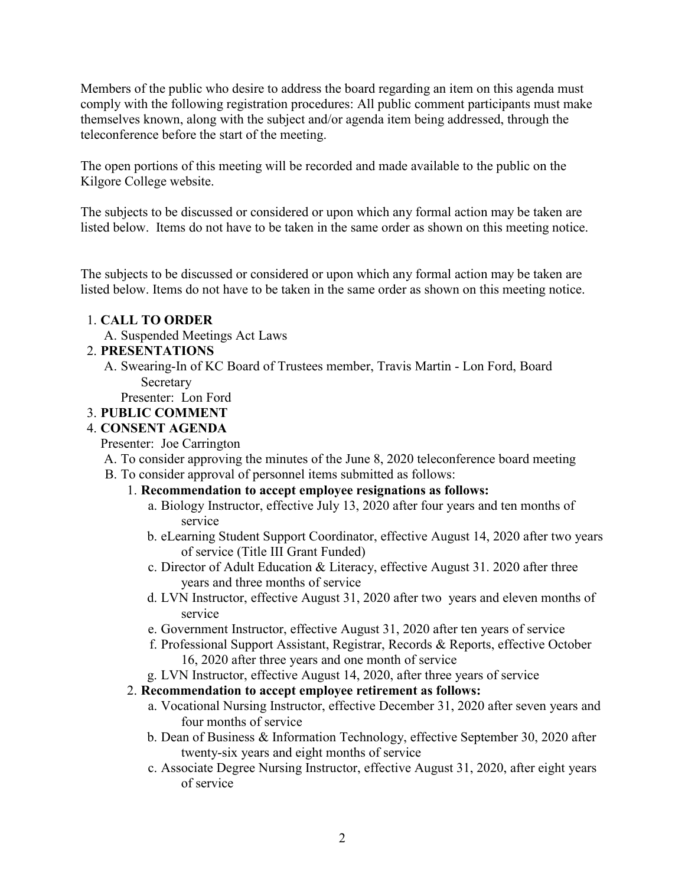Members of the public who desire to address the board regarding an item on this agenda must comply with the following registration procedures: All public comment participants must make themselves known, along with the subject and/or agenda item being addressed, through the teleconference before the start of the meeting.

The open portions of this meeting will be recorded and made available to the public on the Kilgore College website.

The subjects to be discussed or considered or upon which any formal action may be taken are listed below. Items do not have to be taken in the same order as shown on this meeting notice.

The subjects to be discussed or considered or upon which any formal action may be taken are listed below. Items do not have to be taken in the same order as shown on this meeting notice.

1. **CALL TO ORDER**
   A. Suspended Meetings Act Laws
2. **PRESENTATIONS**
   A. Swearing-In of KC Board of Trustees member, Travis Martin - Lon Ford, Board Secretary
   Presenter: Lon Ford
3. **PUBLIC COMMENT**
4. **CONSENT AGENDA**
   Presenter: Joe Carrington
   A. To consider approving the minutes of the June 8, 2020 teleconference board meeting
   B. To consider approval of personnel items submitted as follows:
      1. **Recommendation to accept employee resignations as follows:**
         a. Biology Instructor, effective July 13, 2020 after four years and ten months of service
         b. eLearning Student Support Coordinator, effective August 14, 2020 after two years of service (Title III Grant Funded)
         c. Director of Adult Education & Literacy, effective August 31. 2020 after three years and three months of service
         d. LVN Instructor, effective August 31, 2020 after two years and eleven months of service
         e. Government Instructor, effective August 31, 2020 after ten years of service
         f. Professional Support Assistant, Registrar, Records & Reports, effective October 16, 2020 after three years and one month of service
         g. LVN Instructor, effective August 14, 2020, after three years of service
      2. **Recommendation to accept employee retirement as follows:**
         a. Vocational Nursing Instructor, effective December 31, 2020 after seven years and four months of service
         b. Dean of Business & Information Technology, effective September 30, 2020 after twenty-six years and eight months of service
         c. Associate Degree Nursing Instructor, effective August 31, 2020, after eight years of service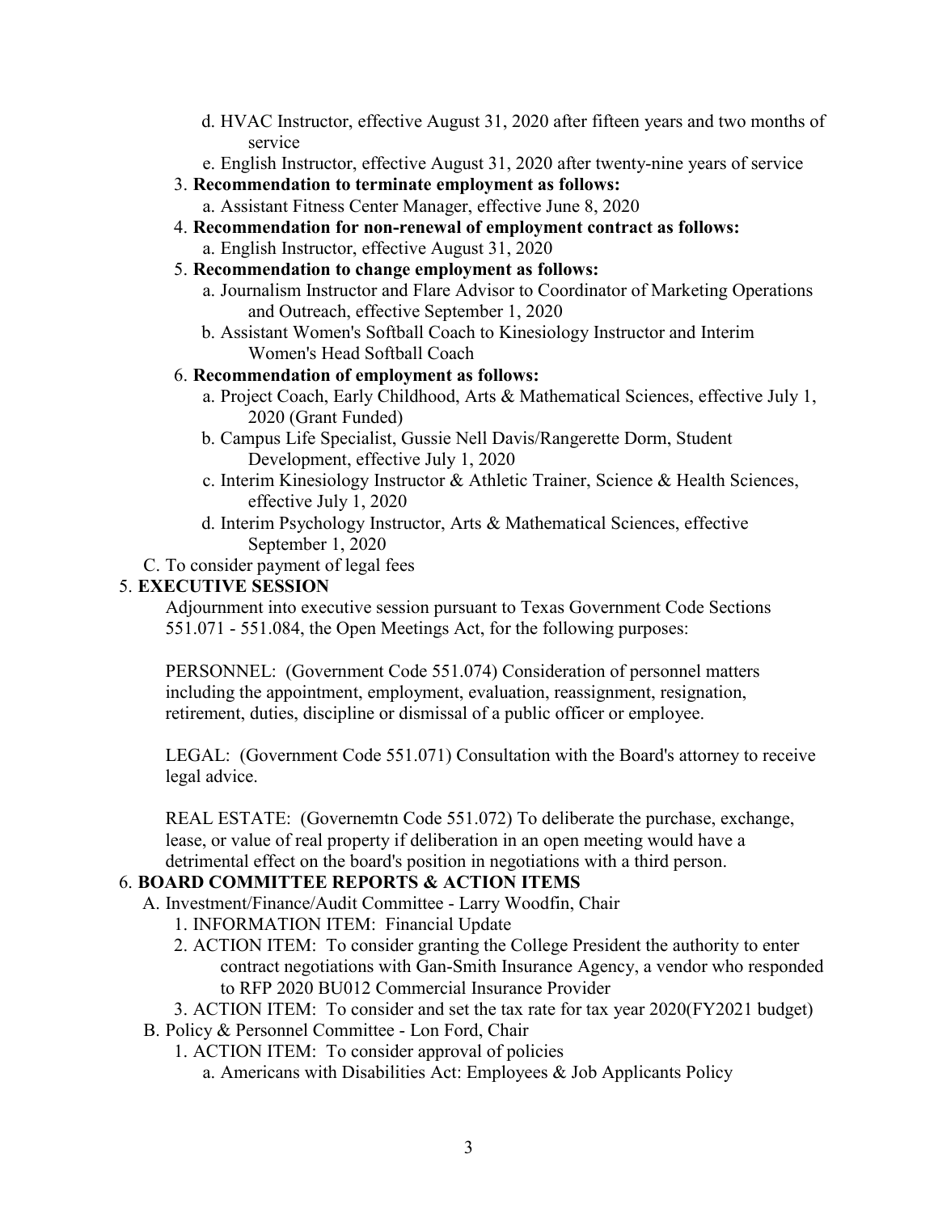d. HVAC Instructor, effective August 31, 2020 after fifteen years and two months of service
   e. English Instructor, effective August 31, 2020 after twenty-nine years of service

3. **Recommendation to terminate employment as follows:**
   a. Assistant Fitness Center Manager, effective June 8, 2020
4. **Recommendation for non-renewal of employment contract as follows:**
   a. English Instructor, effective August 31, 2020
5. **Recommendation to change employment as follows:**
   a. Journalism Instructor and Flare Advisor to Coordinator of Marketing Operations and Outreach, effective September 1, 2020
   b. Assistant Women's Softball Coach to Kinesiology Instructor and Interim Women's Head Softball Coach
6. **Recommendation of employment as follows:**
   a. Project Coach, Early Childhood, Arts & Mathematical Sciences, effective July 1, 2020 (Grant Funded)
   b. Campus Life Specialist, Gussie Nell Davis/Rangerette Dorm, Student Development, effective July 1, 2020
   c. Interim Kinesiology Instructor & Athletic Trainer, Science & Health Sciences, effective July 1, 2020
   d. Interim Psychology Instructor, Arts & Mathematical Sciences, effective September 1, 2020

C. To consider payment of legal fees

5. **EXECUTIVE SESSION**

Adjournment into executive session pursuant to Texas Government Code Sections 551.071 - 551.084, the Open Meetings Act, for the following purposes:

PERSONNEL: (Government Code 551.074) Consideration of personnel matters including the appointment, employment, evaluation, reassignment, resignation, retirement, duties, discipline or dismissal of a public officer or employee.

LEGAL: (Government Code 551.071) Consultation with the Board's attorney to receive legal advice.

REAL ESTATE: (Governemtn Code 551.072) To deliberate the purchase, exchange, lease, or value of real property if deliberation in an open meeting would have a detrimental effect on the board's position in negotiations with a third person.

6. **BOARD COMMITTEE REPORTS & ACTION ITEMS**

A. Investment/Finance/Audit Committee - Larry Woodfin, Chair
   1. INFORMATION ITEM: Financial Update
   2. ACTION ITEM: To consider granting the College President the authority to enter contract negotiations with Gan-Smith Insurance Agency, a vendor who responded to RFP 2020 BU012 Commercial Insurance Provider
   3. ACTION ITEM: To consider and set the tax rate for tax year 2020(FY2021 budget)

B. Policy & Personnel Committee - Lon Ford, Chair
   1. ACTION ITEM: To consider approval of policies
      a. Americans with Disabilities Act: Employees & Job Applicants Policy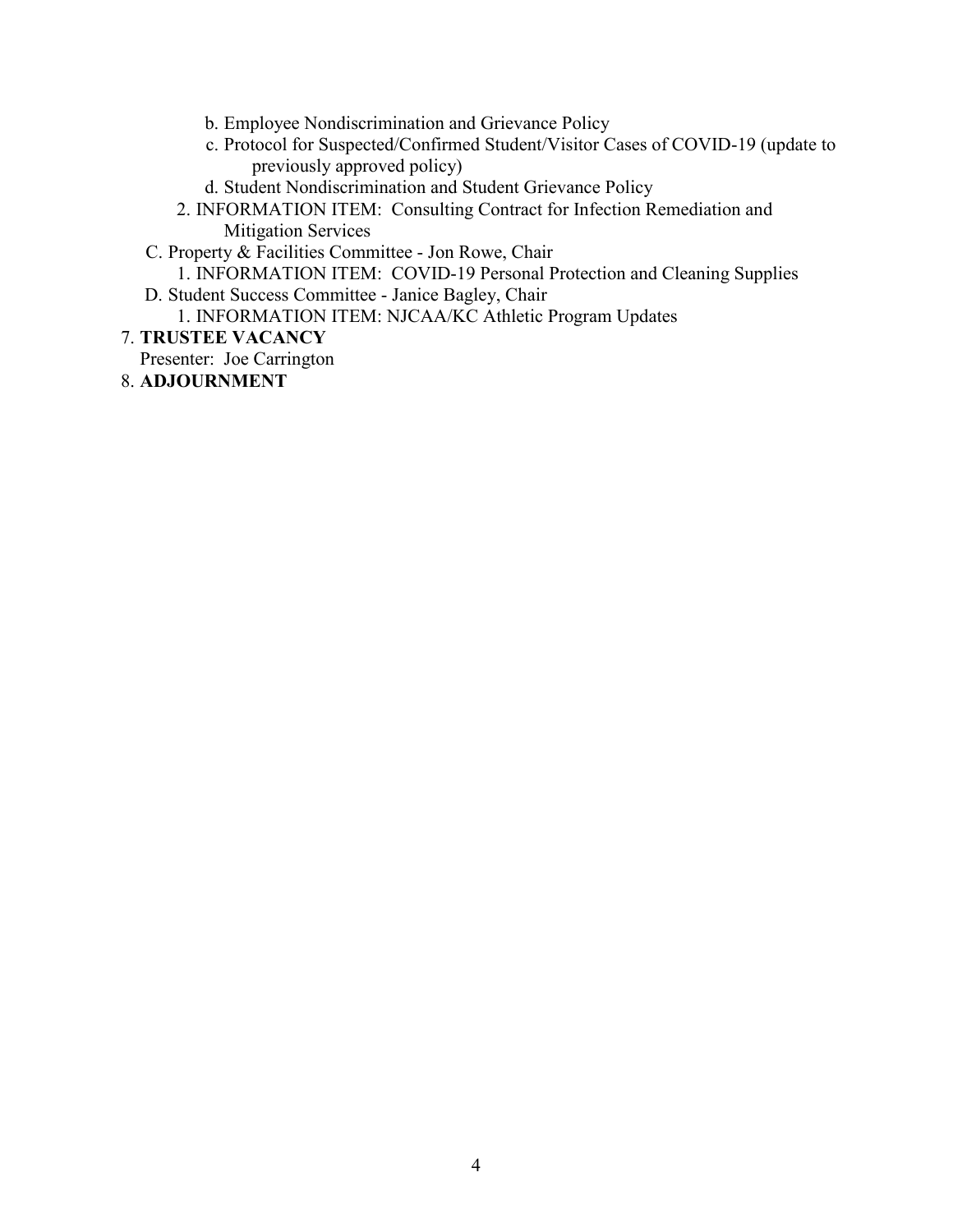b. Employee Nondiscrimination and Grievance Policy
        c. Protocol for Suspected/Confirmed Student/Visitor Cases of COVID-19 (update to previously approved policy)
        d. Student Nondiscrimination and Student Grievance Policy
    2. INFORMATION ITEM: Consulting Contract for Infection Remediation and Mitigation Services
  C. Property & Facilities Committee - Jon Rowe, Chair
    1. INFORMATION ITEM: COVID-19 Personal Protection and Cleaning Supplies
  D. Student Success Committee - Janice Bagley, Chair
    1. INFORMATION ITEM: NJCAA/KC Athletic Program Updates

7. **TRUSTEE VACANCY**
   Presenter: Joe Carrington
8. **ADJOURNMENT**